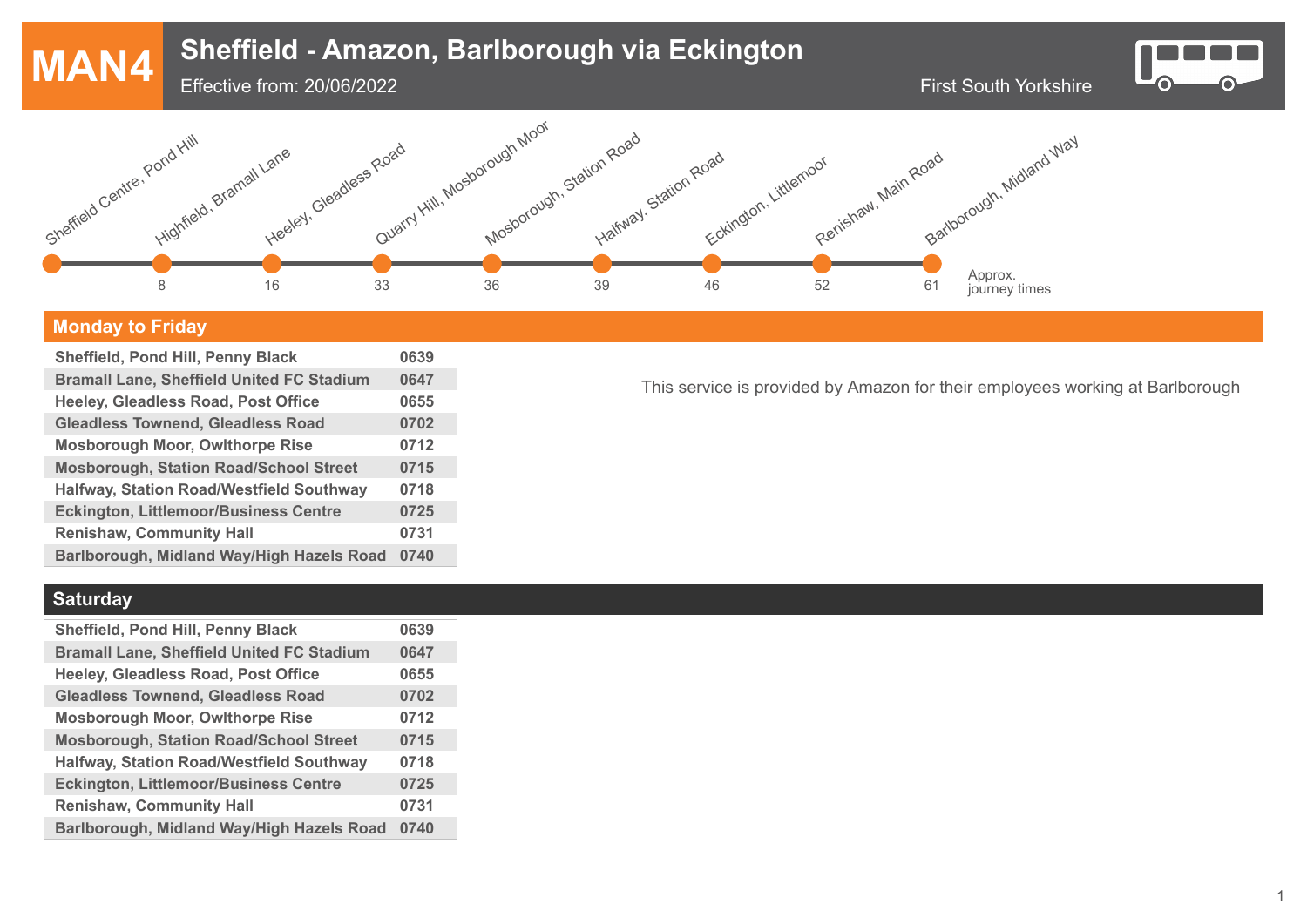# MAN4 Sheffield - Amazon, Barlborough via Eckington

Effective from: 20/06/2022

First South Yorkshire

| Stop | Approx. journey times |
|---|---|
| Sheffield Centre, Pond Hill | |
| Highfield, Bramall Lane | 8 |
| Heeley, Gleadless Road | 16 |
| Quarry Hill, Mosborough Moor | 33 |
| Mosborough, Station Road | 36 |
| Halfway, Station Road | 39 |
| Eckington, Littlemoor | 46 |
| Renishaw, Main Road | 52 |
| Barlborough, Midland Way | 61 |

## Monday to Friday

| | |
|---|---|
| Sheffield, Pond Hill, Penny Black | 0639 |
| Bramall Lane, Sheffield United FC Stadium | 0647 |
| Heeley, Gleadless Road, Post Office | 0655 |
| Gleadless Townend, Gleadless Road | 0702 |
| Mosborough Moor, Owlthorpe Rise | 0712 |
| Mosborough, Station Road/School Street | 0715 |
| Halfway, Station Road/Westfield Southway | 0718 |
| Eckington, Littlemoor/Business Centre | 0725 |
| Renishaw, Community Hall | 0731 |
| Barlborough, Midland Way/High Hazels Road | 0740 |

This service is provided by Amazon for their employees working at Barlborough

## Saturday

| | |
|---|---|
| Sheffield, Pond Hill, Penny Black | 0639 |
| Bramall Lane, Sheffield United FC Stadium | 0647 |
| Heeley, Gleadless Road, Post Office | 0655 |
| Gleadless Townend, Gleadless Road | 0702 |
| Mosborough Moor, Owlthorpe Rise | 0712 |
| Mosborough, Station Road/School Street | 0715 |
| Halfway, Station Road/Westfield Southway | 0718 |
| Eckington, Littlemoor/Business Centre | 0725 |
| Renishaw, Community Hall | 0731 |
| Barlborough, Midland Way/High Hazels Road | 0740 |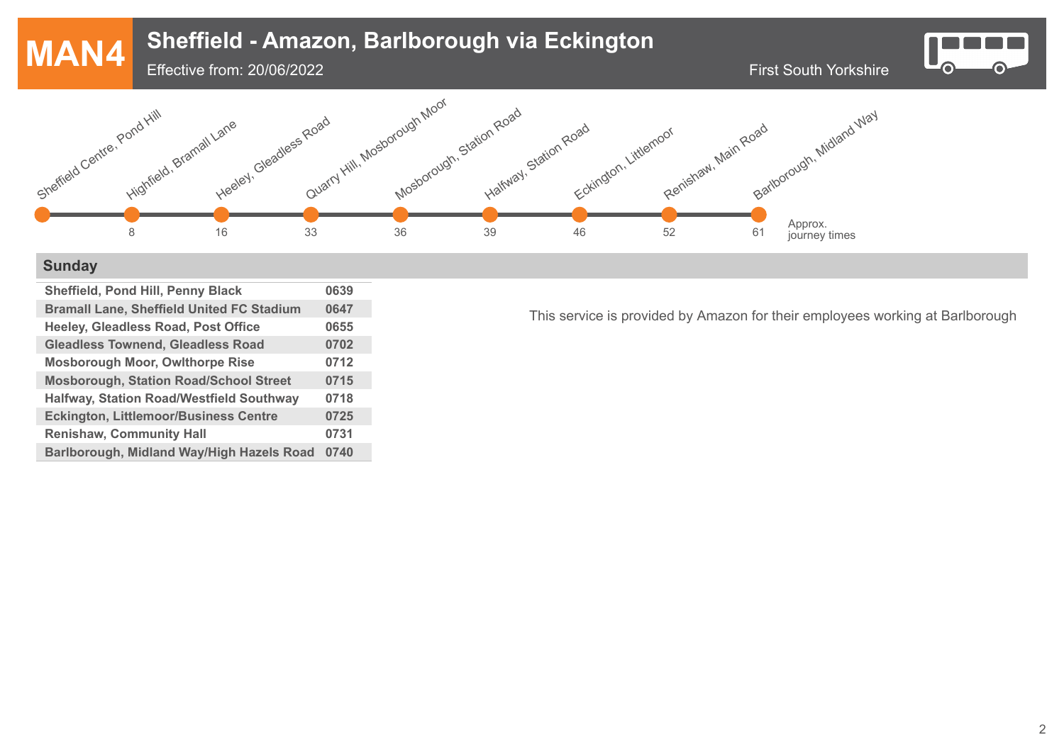# MAN4 Sheffield - Amazon, Barlborough via Eckington

Effective from: 20/06/2022

First South Yorkshire

| Stop | Approx. journey times |
|---|---|
| Sheffield Centre, Pond Hill | |
| Highfield, Bramall Lane | 8 |
| Heeley, Gleadless Road | 16 |
| Quarry Hill, Mosborough Moor | 33 |
| Mosborough, Station Road | 36 |
| Halfway, Station Road | 39 |
| Eckington, Littlemoor | 46 |
| Renishaw, Main Road | 52 |
| Barlborough, Midland Way | 61 |

## Sunday

| Stop | Time |
|---|---|
| Sheffield, Pond Hill, Penny Black | 0639 |
| Bramall Lane, Sheffield United FC Stadium | 0647 |
| Heeley, Gleadless Road, Post Office | 0655 |
| Gleadless Townend, Gleadless Road | 0702 |
| Mosborough Moor, Owlthorpe Rise | 0712 |
| Mosborough, Station Road/School Street | 0715 |
| Halfway, Station Road/Westfield Southway | 0718 |
| Eckington, Littlemoor/Business Centre | 0725 |
| Renishaw, Community Hall | 0731 |
| Barlborough, Midland Way/High Hazels Road | 0740 |

This service is provided by Amazon for their employees working at Barlborough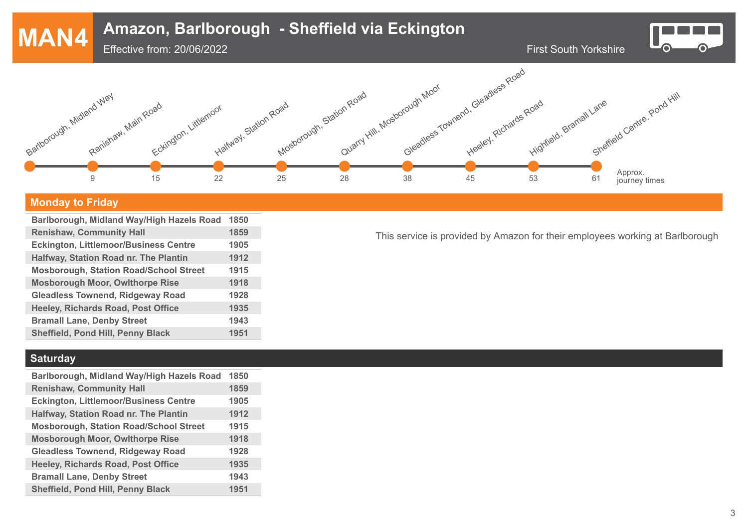# MAN4 Amazon, Barlborough - Sheffield via Eckington

Effective from: 20/06/2022

First South Yorkshire

| Stop | Approx. journey times |
|---|---|
| Barlborough, Midland Way | |
| Renishaw, Main Road | 9 |
| Eckington, Littlemoor | 15 |
| Halfway, Station Road | 22 |
| Mosborough, Station Road | 25 |
| Quarry Hill, Mosborough Moor | 28 |
| Gleadless Townend, Gleadless Road | 38 |
| Heeley, Richards Road | 45 |
| Highfield, Bramall Lane | 53 |
| Sheffield Centre, Pond Hill | 61 |

## Monday to Friday

| Stop | Time |
|---|---|
| Barlborough, Midland Way/High Hazels Road | 1850 |
| Renishaw, Community Hall | 1859 |
| Eckington, Littlemoor/Business Centre | 1905 |
| Halfway, Station Road nr. The Plantin | 1912 |
| Mosborough, Station Road/School Street | 1915 |
| Mosborough Moor, Owlthorpe Rise | 1918 |
| Gleadless Townend, Ridgeway Road | 1928 |
| Heeley, Richards Road, Post Office | 1935 |
| Bramall Lane, Denby Street | 1943 |
| Sheffield, Pond Hill, Penny Black | 1951 |

This service is provided by Amazon for their employees working at Barlborough

## Saturday

| Stop | Time |
|---|---|
| Barlborough, Midland Way/High Hazels Road | 1850 |
| Renishaw, Community Hall | 1859 |
| Eckington, Littlemoor/Business Centre | 1905 |
| Halfway, Station Road nr. The Plantin | 1912 |
| Mosborough, Station Road/School Street | 1915 |
| Mosborough Moor, Owlthorpe Rise | 1918 |
| Gleadless Townend, Ridgeway Road | 1928 |
| Heeley, Richards Road, Post Office | 1935 |
| Bramall Lane, Denby Street | 1943 |
| Sheffield, Pond Hill, Penny Black | 1951 |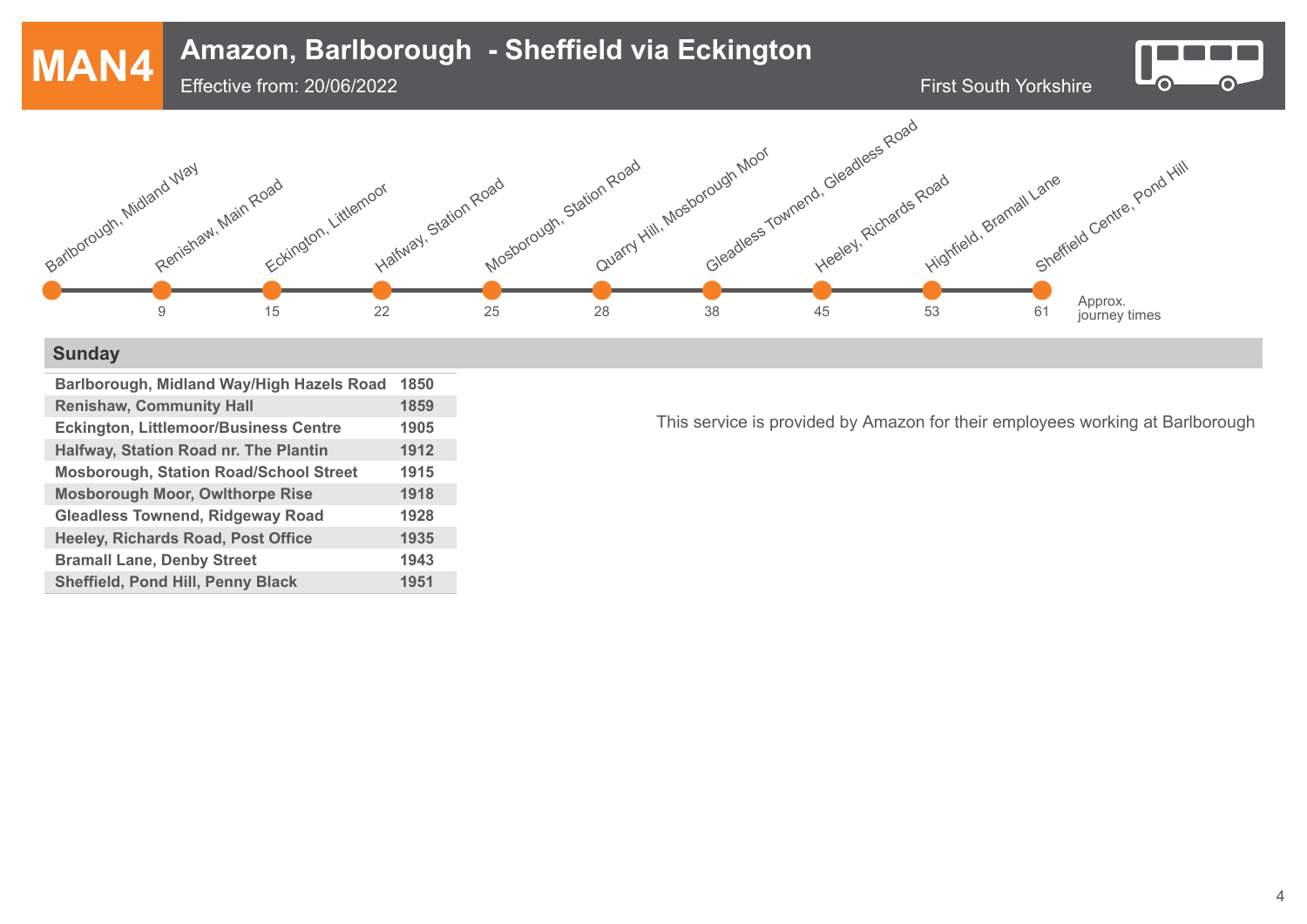# MAN4 Amazon, Barlborough - Sheffield via Eckington

Effective from: 20/06/2022

First South Yorkshire

Barlborough, Midland Way
Renishaw, Main Road 9
Eckington, Littlemoor 15
Halfway, Station Road 22
Mosborough, Station Road 25
Quarry Hill, Mosborough Moor 28
Gleadless Townend, Gleadless Road 38
Heeley, Richards Road 45
Highfield, Bramall Lane 53
Sheffield Centre, Pond Hill 61

Approx. journey times

## Sunday

| | |
|---|---|
| Barlborough, Midland Way/High Hazels Road | 1850 |
| Renishaw, Community Hall | 1859 |
| Eckington, Littlemoor/Business Centre | 1905 |
| Halfway, Station Road nr. The Plantin | 1912 |
| Mosborough, Station Road/School Street | 1915 |
| Mosborough Moor, Owlthorpe Rise | 1918 |
| Gleadless Townend, Ridgeway Road | 1928 |
| Heeley, Richards Road, Post Office | 1935 |
| Bramall Lane, Denby Street | 1943 |
| Sheffield, Pond Hill, Penny Black | 1951 |

This service is provided by Amazon for their employees working at Barlborough